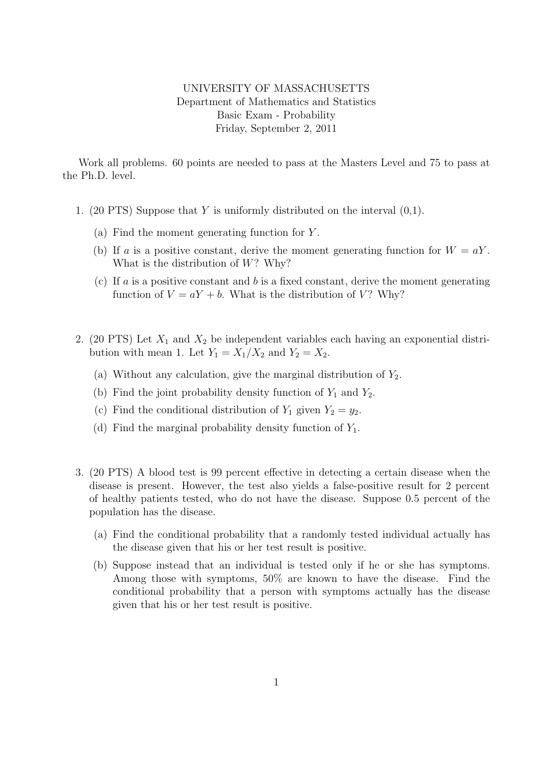UNIVERSITY OF MASSACHUSETTS
Department of Mathematics and Statistics
Basic Exam - Probability
Friday, September 2, 2011

Work all problems. 60 points are needed to pass at the Masters Level and 75 to pass at the Ph.D. level.

1. (20 PTS) Suppose that $Y$ is uniformly distributed on the interval (0,1).

   (a) Find the moment generating function for $Y$.

   (b) If $a$ is a positive constant, derive the moment generating function for $W = aY$. What is the distribution of $W$? Why?

   (c) If $a$ is a positive constant and $b$ is a fixed constant, derive the moment generating function of $V = aY + b$. What is the distribution of $V$? Why?

2. (20 PTS) Let $X_1$ and $X_2$ be independent variables each having an exponential distribution with mean 1. Let $Y_1 = X_1/X_2$ and $Y_2 = X_2$.

   (a) Without any calculation, give the marginal distribution of $Y_2$.

   (b) Find the joint probability density function of $Y_1$ and $Y_2$.

   (c) Find the conditional distribution of $Y_1$ given $Y_2 = y_2$.

   (d) Find the marginal probability density function of $Y_1$.

3. (20 PTS) A blood test is 99 percent effective in detecting a certain disease when the disease is present. However, the test also yields a false-positive result for 2 percent of healthy patients tested, who do not have the disease. Suppose 0.5 percent of the population has the disease.

   (a) Find the conditional probability that a randomly tested individual actually has the disease given that his or her test result is positive.

   (b) Suppose instead that an individual is tested only if he or she has symptoms. Among those with symptoms, 50% are known to have the disease. Find the conditional probability that a person with symptoms actually has the disease given that his or her test result is positive.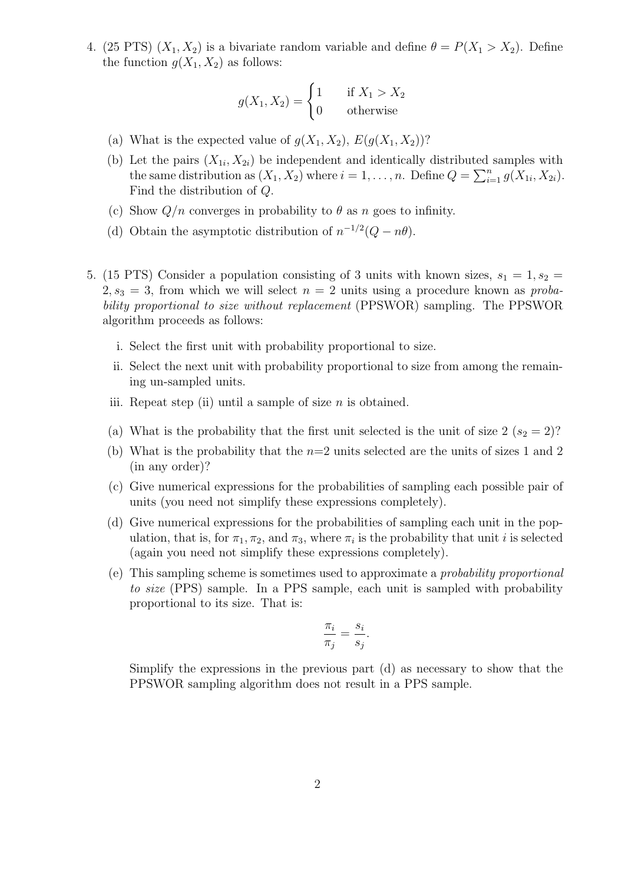4. (25 PTS) $(X_1, X_2)$ is a bivariate random variable and define $\theta = P(X_1 > X_2)$. Define the function $g(X_1, X_2)$ as follows:

$$g(X_1, X_2) = \begin{cases} 1 & \text{if } X_1 > X_2 \\ 0 & \text{otherwise} \end{cases}$$

   (a) What is the expected value of $g(X_1, X_2)$, $E(g(X_1, X_2))$?

   (b) Let the pairs $(X_{1i}, X_{2i})$ be independent and identically distributed samples with the same distribution as $(X_1, X_2)$ where $i = 1, \ldots, n$. Define $Q = \sum_{i=1}^{n} g(X_{1i}, X_{2i})$. Find the distribution of $Q$.

   (c) Show $Q/n$ converges in probability to $\theta$ as $n$ goes to infinity.

   (d) Obtain the asymptotic distribution of $n^{-1/2}(Q - n\theta)$.

5. (15 PTS) Consider a population consisting of 3 units with known sizes, $s_1 = 1, s_2 = 2, s_3 = 3$, from which we will select $n = 2$ units using a procedure known as *probability proportional to size without replacement* (PPSWOR) sampling. The PPSWOR algorithm proceeds as follows:

   i. Select the first unit with probability proportional to size.

   ii. Select the next unit with probability proportional to size from among the remaining un-sampled units.

   iii. Repeat step (ii) until a sample of size $n$ is obtained.

   (a) What is the probability that the first unit selected is the unit of size 2 ($s_2 = 2$)?

   (b) What is the probability that the $n$=2 units selected are the units of sizes 1 and 2 (in any order)?

   (c) Give numerical expressions for the probabilities of sampling each possible pair of units (you need not simplify these expressions completely).

   (d) Give numerical expressions for the probabilities of sampling each unit in the population, that is, for $\pi_1, \pi_2$, and $\pi_3$, where $\pi_i$ is the probability that unit $i$ is selected (again you need not simplify these expressions completely).

   (e) This sampling scheme is sometimes used to approximate a *probability proportional to size* (PPS) sample. In a PPS sample, each unit is sampled with probability proportional to its size. That is:

$$\frac{\pi_i}{\pi_j} = \frac{s_i}{s_j}.$$

   Simplify the expressions in the previous part (d) as necessary to show that the PPSWOR sampling algorithm does not result in a PPS sample.